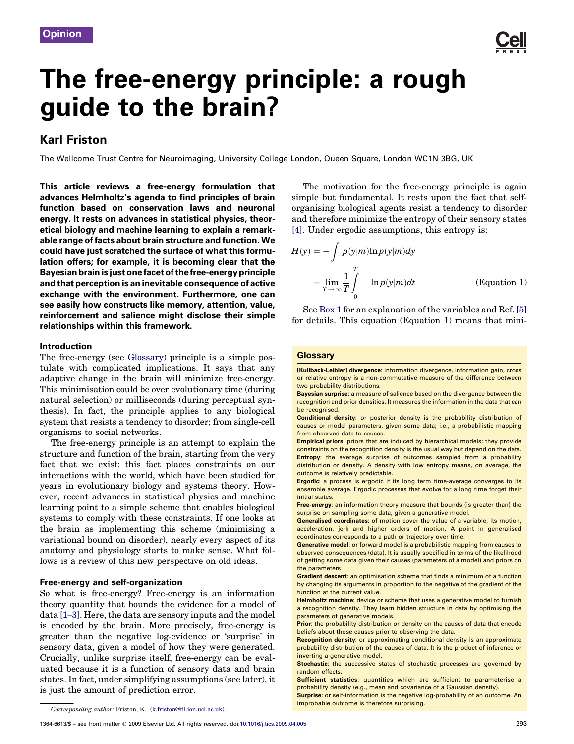Opinion

# The free-energy principle: a rough guide to the brain?

## Karl Friston

The Wellcome Trust Centre for Neuroimaging, University College London, Queen Square, London WC1N 3BG, UK

**This article reviews a free-energy formulation that advances Helmholtz's agenda to find principles of brain function based on conservation laws and neuronal energy. It rests on advances in statistical physics, theoretical biology and machine learning to explain a remarkable range of facts about brain structure and function. We could have just scratched the surface of what this formulation offers; for example, it is becoming clear that the Bayesian brain is just one facet of the free-energy principle and that perception is an inevitable consequence of active exchange with the environment. Furthermore, one can see easily how constructs like memory, attention, value, reinforcement and salience might disclose their simple relationships within this framework.**

### Introduction

The free-energy (see Glossary) principle is a simple postulate with complicated implications. It says that any adaptive change in the brain will minimize free-energy. This minimisation could be over evolutionary time (during natural selection) or milliseconds (during perceptual synthesis). In fact, the principle applies to any biological system that resists a tendency to disorder; from single-cell organisms to social networks.

The free-energy principle is an attempt to explain the structure and function of the brain, starting from the very fact that we exist: this fact places constraints on our interactions with the world, which have been studied for years in evolutionary biology and systems theory. However, recent advances in statistical physics and machine learning point to a simple scheme that enables biological systems to comply with these constraints. If one looks at the brain as implementing this scheme (minimising a variational bound on disorder), nearly every aspect of its anatomy and physiology starts to make sense. What follows is a review of this new perspective on old ideas.

### Free-energy and self-organization

So what is free-energy? Free-energy is an information theory quantity that bounds the evidence for a model of data [1–3]. Here, the data are sensory inputs and the model is encoded by the brain. More precisely, free-energy is greater than the negative log-evidence or 'surprise' in sensory data, given a model of how they were generated. Crucially, unlike surprise itself, free-energy can be evaluated because it is a function of sensory data and brain states. In fact, under simplifying assumptions (see later), it is just the amount of prediction error.

The motivation for the free-energy principle is again simple but fundamental. It rests upon the fact that self-organising biological agents resist a tendency to disorder and therefore minimize the entropy of their sensory states [4]. Under ergodic assumptions, this entropy is:

$$
\begin{aligned}
H(y) &= -\int p(y|m)\ln p(y|m)dy \\
&= \lim_{T\to\infty}\frac{1}{T}\int_0^T -\ln p(y|m)dt
\end{aligned}
\qquad \text{(Equation 1)}
$$

See Box 1 for an explanation of the variables and Ref. [5] for details. This equation (Equation 1) means that mini-

### Glossary

**[Kullback-Leibler] divergence**: information divergence, information gain, cross or relative entropy is a non-commutative measure of the difference between two probability distributions.

**Bayesian surprise**: a measure of salience based on the divergence between the recognition and prior densities. It measures the information in the data that can be recognised.

**Conditional density**: or posterior density is the probability distribution of causes or model parameters, given some data; i.e., a probabilistic mapping from observed data to causes.

**Empirical priors**: priors that are induced by hierarchical models; they provide constraints on the recognition density is the usual way but depend on the data.

**Entropy**: the average surprise of outcomes sampled from a probability distribution or density. A density with low entropy means, on average, the outcome is relatively predictable.

**Ergodic**: a process is ergodic if its long term time-average converges to its ensemble average. Ergodic processes that evolve for a long time forget their initial states.

**Free-energy**: an information theory measure that bounds (is greater than) the surprise on sampling some data, given a generative model.

**Generalised coordinates**: of motion cover the value of a variable, its motion, acceleration, jerk and higher orders of motion. A point in generalised coordinates corresponds to a path or trajectory over time.

**Generative model**: or forward model is a probabilistic mapping from causes to observed consequences (data). It is usually specified in terms of the likelihood of getting some data given their causes (parameters of a model) and priors on the parameters

**Gradient descent**: an optimisation scheme that finds a minimum of a function by changing its arguments in proportion to the negative of the gradient of the function at the current value.

**Helmholtz machine**: device or scheme that uses a generative model to furnish a recognition density. They learn hidden structure in data by optimising the parameters of generative models.

**Prior**: the probability distribution or density on the causes of data that encode beliefs about those causes prior to observing the data.

**Recognition density**: or approximating conditional density is an approximate probability distribution of the causes of data. It is the product of inference or inverting a generative model.

**Stochastic**: the successive states of stochastic processes are governed by random effects.

**Sufficient statistics**: quantities which are sufficient to parameterise a probability density (e.g., mean and covariance of a Gaussian density).

**Surprise**: or self-information is the negative log-probability of an outcome. An improbable outcome is therefore surprising.

*Corresponding author:* Friston, K. (k.friston@fil.ion.ucl.ac.uk).

1364-6613/$ – see front matter © 2009 Elsevier Ltd. All rights reserved. doi:10.1016/j.tics.2009.04.005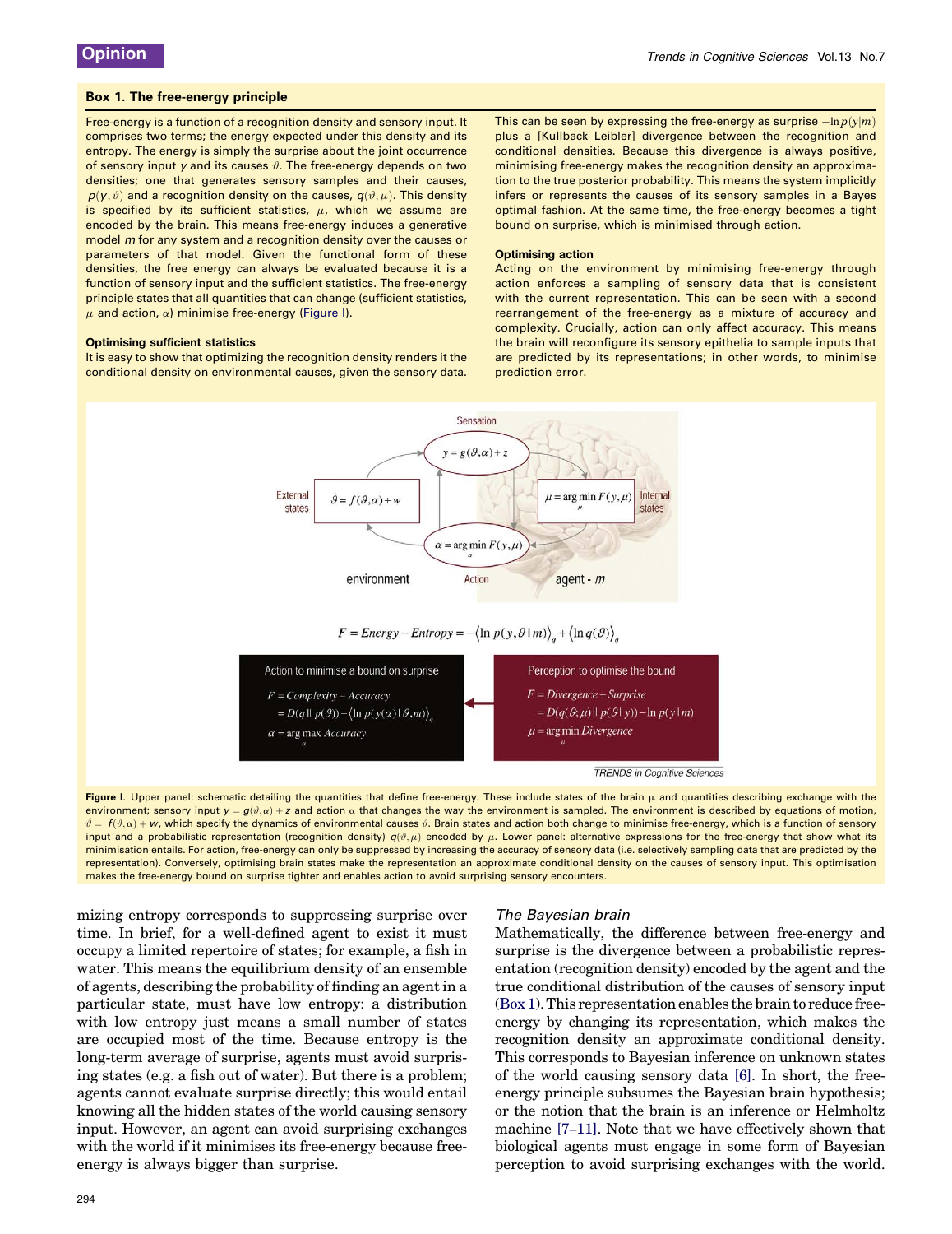### Box 1. The free-energy principle

Free-energy is a function of a recognition density and sensory input. It comprises two terms; the energy expected under this density and its entropy. The energy is simply the surprise about the joint occurrence of sensory input $y$ and its causes $\vartheta$. The free-energy depends on two densities; one that generates sensory samples and their causes, $p(y, \vartheta)$ and a recognition density on the causes, $q(\vartheta, \mu)$. This density is specified by its sufficient statistics, $\mu$, which we assume are encoded by the brain. This means free-energy induces a generative model $m$ for any system and a recognition density over the causes or parameters of that model. Given the functional form of these densities, the free energy can always be evaluated because it is a function of sensory input and the sufficient statistics. The free-energy principle states that all quantities that can change (sufficient statistics, $\mu$ and action, $\alpha$) minimise free-energy (Figure I).

#### Optimising sufficient statistics

It is easy to show that optimizing the recognition density renders it the conditional density on environmental causes, given the sensory data. This can be seen by expressing the free-energy as surprise $-\ln p(y|m)$ plus a [Kullback Leibler] divergence between the recognition and conditional densities. Because this divergence is always positive, minimising free-energy makes the recognition density an approximation to the true posterior probability. This means the system implicitly infers or represents the causes of its sensory samples in a Bayes optimal fashion. At the same time, the free-energy becomes a tight bound on surprise, which is minimised through action.

#### Optimising action

Acting on the environment by minimising free-energy through action enforces a sampling of sensory data that is consistent with the current representation. This can be seen with a second rearrangement of the free-energy as a mixture of accuracy and complexity. Crucially, action can only affect accuracy. This means the brain will reconfigure its sensory epithelia to sample inputs that are predicted by its representations; in other words, to minimise prediction error.

Sensation: $y = g(\vartheta, \alpha) + z$

External states: $\dot{\vartheta} = f(\vartheta, \alpha) + w$

Internal states: $\mu = \arg\min_{\mu} F(y, \mu)$

Action: $\alpha = \arg\min_{\alpha} F(y, \mu)$

environment — agent - $m$

$$F = Energy - Entropy = -\langle \ln p(y, \vartheta | m) \rangle_q + \langle \ln q(\vartheta) \rangle_q$$

**Action to minimise a bound on surprise**

$$F = Complexity - Accuracy = D(q \| p(\vartheta)) - \langle \ln p(y(\alpha) | \vartheta, m) \rangle_q$$

$$\alpha = \arg\max_{\alpha} Accuracy$$

**Perception to optimise the bound**

$$F = Divergence + Surprise = D(q(\vartheta; \mu) \| p(\vartheta | y)) - \ln p(y | m)$$

$$\mu = \arg\min_{\mu} Divergence$$

**Figure I.** Upper panel: schematic detailing the quantities that define free-energy. These include states of the brain $\mu$ and quantities describing exchange with the environment; sensory input $y = g(\vartheta, \alpha) + z$ and action $\alpha$ that changes the way the environment is sampled. The environment is described by equations of motion, $\dot{\vartheta} = f(\vartheta, \alpha) + w$, which specify the dynamics of environmental causes $\vartheta$. Brain states and action both change to minimise free-energy, which is a function of sensory input and a probabilistic representation (recognition density) $q(\vartheta, \mu)$ encoded by $\mu$. Lower panel: alternative expressions for the free-energy that show what its minimisation entails. For action, free-energy can only be suppressed by increasing the accuracy of sensory data (i.e. selectively sampling data that are predicted by the representation). Conversely, optimising brain states make the representation an approximate conditional density on the causes of sensory input. This optimisation makes the free-energy bound on surprise tighter and enables action to avoid surprising sensory encounters.

mizing entropy corresponds to suppressing surprise over time. In brief, for a well-defined agent to exist it must occupy a limited repertoire of states; for example, a fish in water. This means the equilibrium density of an ensemble of agents, describing the probability of finding an agent in a particular state, must have low entropy: a distribution with low entropy just means a small number of states are occupied most of the time. Because entropy is the long-term average of surprise, agents must avoid surprising states (e.g. a fish out of water). But there is a problem; agents cannot evaluate surprise directly; this would entail knowing all the hidden states of the world causing sensory input. However, an agent can avoid surprising exchanges with the world if it minimises its free-energy because free-energy is always bigger than surprise.

### *The Bayesian brain*

Mathematically, the difference between free-energy and surprise is the divergence between a probabilistic representation (recognition density) encoded by the agent and the true conditional distribution of the causes of sensory input (Box 1). This representation enables the brain to reduce free-energy by changing its representation, which makes the recognition density an approximate conditional density. This corresponds to Bayesian inference on unknown states of the world causing sensory data [6]. In short, the free-energy principle subsumes the Bayesian brain hypothesis; or the notion that the brain is an inference or Helmholtz machine [7–11]. Note that we have effectively shown that biological agents must engage in some form of Bayesian perception to avoid surprising exchanges with the world.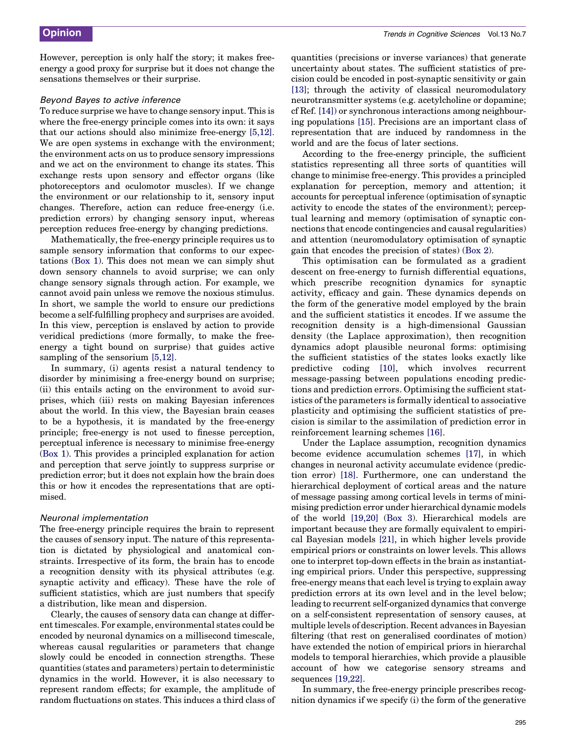However, perception is only half the story; it makes free-energy a good proxy for surprise but it does not change the sensations themselves or their surprise.

### Beyond Bayes to active inference

To reduce surprise we have to change sensory input. This is where the free-energy principle comes into its own: it says that our actions should also minimize free-energy [5,12]. We are open systems in exchange with the environment; the environment acts on us to produce sensory impressions and we act on the environment to change its states. This exchange rests upon sensory and effector organs (like photoreceptors and oculomotor muscles). If we change the environment or our relationship to it, sensory input changes. Therefore, action can reduce free-energy (i.e. prediction errors) by changing sensory input, whereas perception reduces free-energy by changing predictions.

Mathematically, the free-energy principle requires us to sample sensory information that conforms to our expectations (Box 1). This does not mean we can simply shut down sensory channels to avoid surprise; we can only change sensory signals through action. For example, we cannot avoid pain unless we remove the noxious stimulus. In short, we sample the world to ensure our predictions become a self-fulfilling prophecy and surprises are avoided. In this view, perception is enslaved by action to provide veridical predictions (more formally, to make the free-energy a tight bound on surprise) that guides active sampling of the sensorium [5,12].

In summary, (i) agents resist a natural tendency to disorder by minimising a free-energy bound on surprise; (ii) this entails acting on the environment to avoid surprises, which (iii) rests on making Bayesian inferences about the world. In this view, the Bayesian brain ceases to be a hypothesis, it is mandated by the free-energy principle; free-energy is not used to finesse perception, perceptual inference is necessary to minimise free-energy (Box 1). This provides a principled explanation for action and perception that serve jointly to suppress surprise or prediction error; but it does not explain how the brain does this or how it encodes the representations that are optimised.

### Neuronal implementation

The free-energy principle requires the brain to represent the causes of sensory input. The nature of this representation is dictated by physiological and anatomical constraints. Irrespective of its form, the brain has to encode a recognition density with its physical attributes (e.g. synaptic activity and efficacy). These have the role of sufficient statistics, which are just numbers that specify a distribution, like mean and dispersion.

Clearly, the causes of sensory data can change at different timescales. For example, environmental states could be encoded by neuronal dynamics on a millisecond timescale, whereas causal regularities or parameters that change slowly could be encoded in connection strengths. These quantities (states and parameters) pertain to deterministic dynamics in the world. However, it is also necessary to represent random effects; for example, the amplitude of random fluctuations on states. This induces a third class of quantities (precisions or inverse variances) that generate uncertainty about states. The sufficient statistics of precision could be encoded in post-synaptic sensitivity or gain [13]; through the activity of classical neuromodulatory neurotransmitter systems (e.g. acetylcholine or dopamine; cf Ref. [14]) or synchronous interactions among neighbouring populations [15]. Precisions are an important class of representation that are induced by randomness in the world and are the focus of later sections.

According to the free-energy principle, the sufficient statistics representing all three sorts of quantities will change to minimise free-energy. This provides a principled explanation for perception, memory and attention; it accounts for perceptual inference (optimisation of synaptic activity to encode the states of the environment); perceptual learning and memory (optimisation of synaptic connections that encode contingencies and causal regularities) and attention (neuromodulatory optimisation of synaptic gain that encodes the precision of states) (Box 2).

This optimisation can be formulated as a gradient descent on free-energy to furnish differential equations, which prescribe recognition dynamics for synaptic activity, efficacy and gain. These dynamics depends on the form of the generative model employed by the brain and the sufficient statistics it encodes. If we assume the recognition density is a high-dimensional Gaussian density (the Laplace approximation), then recognition dynamics adopt plausible neuronal forms: optimising the sufficient statistics of the states looks exactly like predictive coding [10], which involves recurrent message-passing between populations encoding predictions and prediction errors. Optimising the sufficient statistics of the parameters is formally identical to associative plasticity and optimising the sufficient statistics of precision is similar to the assimilation of prediction error in reinforcement learning schemes [16].

Under the Laplace assumption, recognition dynamics become evidence accumulation schemes [17], in which changes in neuronal activity accumulate evidence (prediction error) [18]. Furthermore, one can understand the hierarchical deployment of cortical areas and the nature of message passing among cortical levels in terms of minimising prediction error under hierarchical dynamic models of the world [19,20] (Box 3). Hierarchical models are important because they are formally equivalent to empirical Bayesian models [21], in which higher levels provide empirical priors or constraints on lower levels. This allows one to interpret top-down effects in the brain as instantiating empirical priors. Under this perspective, suppressing free-energy means that each level is trying to explain away prediction errors at its own level and in the level below; leading to recurrent self-organized dynamics that converge on a self-consistent representation of sensory causes, at multiple levels of description. Recent advances in Bayesian filtering (that rest on generalised coordinates of motion) have extended the notion of empirical priors in hierarchal models to temporal hierarchies, which provide a plausible account of how we categorise sensory streams and sequences [19,22].

In summary, the free-energy principle prescribes recognition dynamics if we specify (i) the form of the generative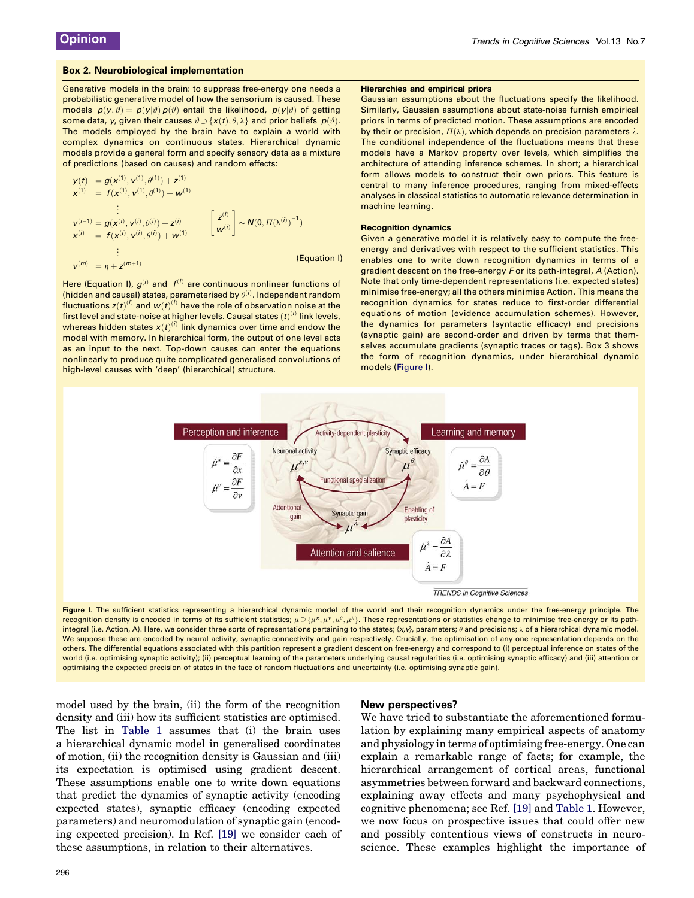### Box 2. Neurobiological implementation

Generative models in the brain: to suppress free-energy one needs a probabilistic generative model of how the sensorium is caused. These models $p(y,\vartheta) = p(y|\vartheta)\,p(\vartheta)$ entail the likelihood, $p(y|\vartheta)$ of getting some data, $y$, given their causes $\vartheta \supset \{x(t), \theta, \lambda\}$ and prior beliefs $p(\vartheta)$. The models employed by the brain have to explain a world with complex dynamics on continuous states. Hierarchical dynamic models provide a general form and specify sensory data as a mixture of predictions (based on causes) and random effects:

$$
\begin{aligned}
y(t) &= g(x^{(1)}, v^{(1)}, \theta^{(1)}) + z^{(1)} \\
x^{(1)} &= f(x^{(1)}, v^{(1)}, \theta^{(1)}) + w^{(1)} \\
&\vdots \\
v^{(i-1)} &= g(x^{(i)}, v^{(i)}, \theta^{(i)}) + z^{(i)} \qquad \begin{bmatrix} z^{(i)} \\ w^{(i)} \end{bmatrix} \sim N(0, \Pi(\lambda^{(i)})^{-1}) \\
x^{(i)} &= f(x^{(i)}, v^{(i)}, \theta^{(i)}) + w^{(1)} \\
&\vdots \\
v^{(m)} &= \eta + z^{(m+1)}
\end{aligned}
\qquad \text{(Equation I)}
$$

Here (Equation I), $g^{(i)}$ and $f^{(i)}$ are continuous nonlinear functions of (hidden and causal) states, parameterised by $\theta^{(i)}$. Independent random fluctuations $z(t)^{(i)}$ and $w(t)^{(i)}$ have the role of observation noise at the first level and state-noise at higher levels. Causal states $(t)^{(i)}$ link levels, whereas hidden states $x(t)^{(i)}$ link dynamics over time and endow the model with memory. In hierarchical form, the output of one level acts as an input to the next. Top-down causes can enter the equations nonlinearly to produce quite complicated generalised convolutions of high-level causes with 'deep' (hierarchical) structure.

#### Hierarchies and empirical priors

Gaussian assumptions about the fluctuations specify the likelihood. Similarly, Gaussian assumptions about state-noise furnish empirical priors in terms of predicted motion. These assumptions are encoded by their or precision, $\Pi(\lambda)$, which depends on precision parameters $\lambda$. The conditional independence of the fluctuations means that these models have a Markov property over levels, which simplifies the architecture of attending inference schemes. In short; a hierarchical form allows models to construct their own priors. This feature is central to many inference procedures, ranging from mixed-effects analyses in classical statistics to automatic relevance determination in machine learning.

#### Recognition dynamics

Given a generative model it is relatively easy to compute the free-energy and derivatives with respect to the sufficient statistics. This enables one to write down recognition dynamics in terms of a gradient descent on the free-energy $F$ or its path-integral, $A$ (Action). Note that only time-dependent representations (i.e. expected states) minimise free-energy; all the others minimise Action. This means the recognition dynamics for states reduce to first-order differential equations of motion (evidence accumulation schemes). However, the dynamics for parameters (syntactic efficacy) and precisions (synaptic gain) are second-order and driven by terms that themselves accumulate gradients (synaptic traces or tags). Box 3 shows the form of recognition dynamics, under hierarchical dynamic models (Figure I).

**Figure I**. The sufficient statistics representing a hierarchical dynamic model of the world and their recognition dynamics under the free-energy principle. The recognition density is encoded in terms of its sufficient statistics; $\mu \supseteq \{\mu^x, \mu^v, \mu^\theta, \mu^\lambda\}$. These representations or statistics change to minimise free-energy or its path-integral (i.e. Action, $A$). Here, we consider three sorts of representations pertaining to the states; $\{x,v\}$, parameters; $\theta$ and precisions; $\lambda$ of a hierarchical dynamic model. We suppose these are encoded by neural activity, synaptic connectivity and gain respectively. Crucially, the optimisation of any one representation depends on the others. The differential equations associated with this partition represent a gradient descent on free-energy and correspond to (i) perceptual inference on states of the world (i.e. optimising synaptic activity); (ii) perceptual learning of the parameters underlying causal regularities (i.e. optimising synaptic efficacy) and (iii) attention or optimising the expected precision of states in the face of random fluctuations and uncertainty (i.e. optimising synaptic gain).

model used by the brain, (ii) the form of the recognition density and (iii) how its sufficient statistics are optimised. The list in Table 1 assumes that (i) the brain uses a hierarchical dynamic model in generalised coordinates of motion, (ii) the recognition density is Gaussian and (iii) its expectation is optimised using gradient descent. These assumptions enable one to write down equations that predict the dynamics of synaptic activity (encoding expected states), synaptic efficacy (encoding expected parameters) and neuromodulation of synaptic gain (encoding expected precision). In Ref. [19] we consider each of these assumptions, in relation to their alternatives.

## New perspectives?

We have tried to substantiate the aforementioned formulation by explaining many empirical aspects of anatomy and physiology in terms of optimising free-energy. One can explain a remarkable range of facts; for example, the hierarchical arrangement of cortical areas, functional asymmetries between forward and backward connections, explaining away effects and many psychophysical and cognitive phenomena; see Ref. [19] and Table 1. However, we now focus on prospective issues that could offer new and possibly contentious views of constructs in neuroscience. These examples highlight the importance of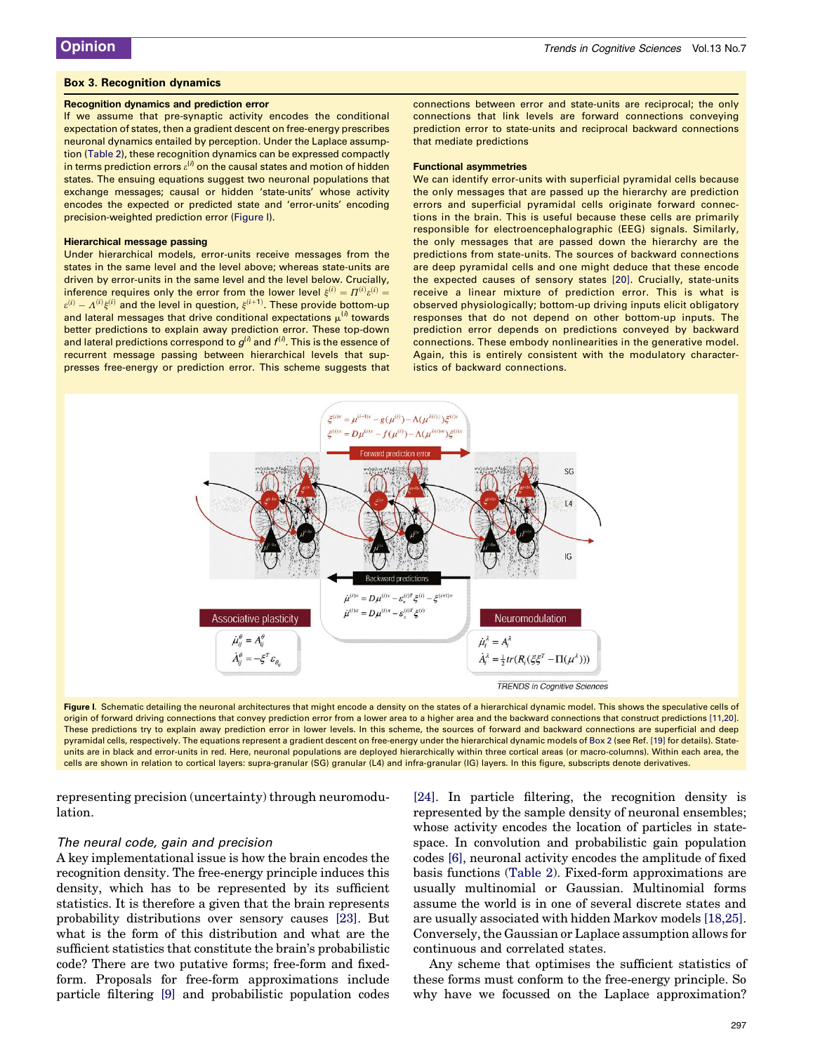## Box 3. Recognition dynamics

### Recognition dynamics and prediction error

If we assume that pre-synaptic activity encodes the conditional expectation of states, then a gradient descent on free-energy prescribes neuronal dynamics entailed by perception. Under the Laplace assumption (Table 2), these recognition dynamics can be expressed compactly in terms prediction errors $\varepsilon^{(i)}$ on the causal states and motion of hidden states. The ensuing equations suggest two neuronal populations that exchange messages; causal or hidden 'state-units' whose activity encodes the expected or predicted state and 'error-units' encoding precision-weighted prediction error (Figure I).

### Hierarchical message passing

Under hierarchical models, error-units receive messages from the states in the same level and the level above; whereas state-units are driven by error-units in the same level and the level below. Crucially, inference requires only the error from the lower level $\xi^{(i)} = \Pi^{(i)}\varepsilon^{(i)} = \varepsilon^{(i)} - \Lambda^{(i)}\xi^{(i)}$ and the level in question, $\xi^{(i+1)}$. These provide bottom-up and lateral messages that drive conditional expectations $\mu^{(i)}$ towards better predictions to explain away prediction error. These top-down and lateral predictions correspond to $g^{(i)}$ and $f^{(i)}$. This is the essence of recurrent message passing between hierarchical levels that suppresses free-energy or prediction error. This scheme suggests that connections between error and state-units are reciprocal; the only connections that link levels are forward connections conveying prediction error to state-units and reciprocal backward connections that mediate predictions

### Functional asymmetries

We can identify error-units with superficial pyramidal cells because the only messages that are passed up the hierarchy are prediction errors and superficial pyramidal cells originate forward connections in the brain. This is useful because these cells are primarily responsible for electroencephalographic (EEG) signals. Similarly, the only messages that are passed down the hierarchy are the predictions from state-units. The sources of backward connections are deep pyramidal cells and one might deduce that these encode the expected causes of sensory states [20]. Crucially, state-units receive a linear mixture of prediction error. This is what is observed physiologically; bottom-up driving inputs elicit obligatory responses that do not depend on other bottom-up inputs. The prediction error depends on predictions conveyed by backward connections. These embody nonlinearities in the generative model. Again, this is entirely consistent with the modulatory characteristics of backward connections.

$$\xi^{(i)v} = \mu^{(i-1)v} - g(\mu^{(i)}) - \Lambda(\mu^{(i)\gamma})\xi^{(i)v}$$
$$\xi^{(i)x} = D\mu^{(i)x} - f(\mu^{(i)}) - \Lambda(\mu^{(i)\gamma})\xi^{(i)x}$$

Forward prediction error

Backward predictions

$$\dot{\mu}^{(i)v} = D\mu^{(i)v} - \varepsilon_v^{(i)T}\xi^{(i)} - \xi^{(i+1)v}$$
$$\dot{\mu}^{(i)x} = D\mu^{(i)x} - \varepsilon_x^{(i)T}\xi^{(i)}$$

Associative plasticity

$$\dot{\mu}_{ij}^{\theta} = \lambda_{ij}^{\theta}$$
$$\dot{\lambda}_{ij}^{\theta} = -\xi^T \varepsilon_{\theta_{ij}}$$

Neuromodulation

$$\dot{\mu}_i^{\lambda} = \lambda_i^{\lambda}$$
$$\dot{\lambda}_i^{\lambda} = \tfrac{1}{2} tr(R_i(\xi\xi^T - \Pi(\mu^{\lambda})))$$

**Figure I.** Schematic detailing the neuronal architectures that might encode a density on the states of a hierarchical dynamic model. This shows the speculative cells of origin of forward driving connections that convey prediction error from a lower area to a higher area and the backward connections that construct predictions [11,20]. These predictions try to explain away prediction error in lower levels. In this scheme, the sources of forward and backward connections are superficial and deep pyramidal cells, respectively. The equations represent a gradient descent on free-energy under the hierarchical dynamic models of Box 2 (see Ref. [19] for details). State-units are in black and error-units in red. Here, neuronal populations are deployed hierarchically within three cortical areas (or macro-columns). Within each area, the cells are shown in relation to cortical layers: supra-granular (SG) granular (L4) and infra-granular (IG) layers. In this figure, subscripts denote derivatives.

representing precision (uncertainty) through neuromodulation.

### *The neural code, gain and precision*

A key implementational issue is how the brain encodes the recognition density. The free-energy principle induces this density, which has to be represented by its sufficient statistics. It is therefore a given that the brain represents probability distributions over sensory causes [23]. But what is the form of this distribution and what are the sufficient statistics that constitute the brain's probabilistic code? There are two putative forms; free-form and fixed-form. Proposals for free-form approximations include particle filtering [9] and probabilistic population codes [24]. In particle filtering, the recognition density is represented by the sample density of neuronal ensembles; whose activity encodes the location of particles in state-space. In convolution and probabilistic gain population codes [6], neuronal activity encodes the amplitude of fixed basis functions (Table 2). Fixed-form approximations are usually multinomial or Gaussian. Multinomial forms assume the world is in one of several discrete states and are usually associated with hidden Markov models [18,25]. Conversely, the Gaussian or Laplace assumption allows for continuous and correlated states.

Any scheme that optimises the sufficient statistics of these forms must conform to the free-energy principle. So why have we focussed on the Laplace approximation?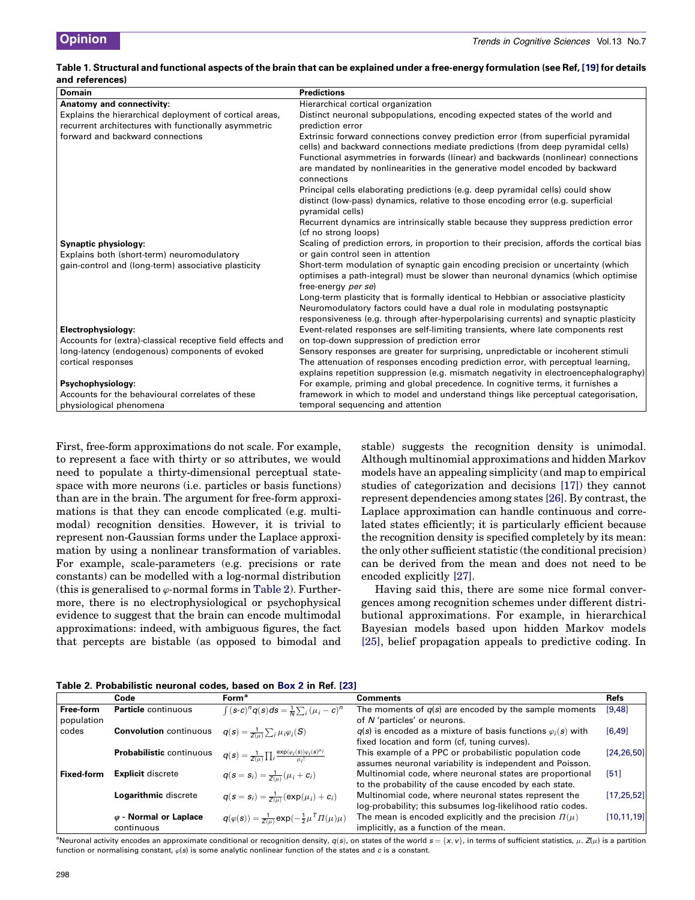**Table 1. Structural and functional aspects of the brain that can be explained under a free-energy formulation (see Ref, [19] for details and references)**

| Domain | Predictions |
| --- | --- |
| **Anatomy and connectivity:** Explains the hierarchical deployment of cortical areas, recurrent architectures with functionally asymmetric forward and backward connections | Hierarchical cortical organization<br>Distinct neuronal subpopulations, encoding expected states of the world and prediction error<br>Extrinsic forward connections convey prediction error (from superficial pyramidal cells) and backward connections mediate predictions (from deep pyramidal cells)<br>Functional asymmetries in forwards (linear) and backwards (nonlinear) connections are mandated by nonlinearities in the generative model encoded by backward connections<br>Principal cells elaborating predictions (e.g. deep pyramidal cells) could show distinct (low-pass) dynamics, relative to those encoding error (e.g. superficial pyramidal cells)<br>Recurrent dynamics are intrinsically stable because they suppress prediction error (cf no strong loops) |
| **Synaptic physiology:** Explains both (short-term) neuromodulatory gain-control and (long-term) associative plasticity | Scaling of prediction errors, in proportion to their precision, affords the cortical bias or gain control seen in attention<br>Short-term modulation of synaptic gain encoding precision or uncertainty (which optimises a path-integral) must be slower than neuronal dynamics (which optimise free-energy *per se*)<br>Long-term plasticity that is formally identical to Hebbian or associative plasticity<br>Neuromodulatory factors could have a dual role in modulating postsynaptic responsiveness (e.g. through after-hyperpolarising currents) and synaptic plasticity |
| **Electrophysiology:** Accounts for (extra)-classical receptive field effects and long-latency (endogenous) components of evoked cortical responses | Event-related responses are self-limiting transients, where late components rest on top-down suppression of prediction error<br>Sensory responses are greater for surprising, unpredictable or incoherent stimuli<br>The attenuation of responses encoding prediction error, with perceptual learning, explains repetition suppression (e.g. mismatch negativity in electroencephalography) |
| **Psychophysiology:** Accounts for the behavioural correlates of these physiological phenomena | For example, priming and global precedence. In cognitive terms, it furnishes a framework in which to model and understand things like perceptual categorisation, temporal sequencing and attention |

First, free-form approximations do not scale. For example, to represent a face with thirty or so attributes, we would need to populate a thirty-dimensional perceptual state-space with more neurons (i.e. particles or basis functions) than are in the brain. The argument for free-form approximations is that they can encode complicated (e.g. multimodal) recognition densities. However, it is trivial to represent non-Gaussian forms under the Laplace approximation by using a nonlinear transformation of variables. For example, scale-parameters (e.g. precisions or rate constants) can be modelled with a log-normal distribution (this is generalised to $\varphi$-normal forms in Table 2). Furthermore, there is no electrophysiological or psychophysical evidence to suggest that the brain can encode multimodal approximations: indeed, with ambiguous figures, the fact that percepts are bistable (as opposed to bimodal and stable) suggests the recognition density is unimodal. Although multinomial approximations and hidden Markov models have an appealing simplicity (and map to empirical studies of categorization and decisions [17]) they cannot represent dependencies among states [26]. By contrast, the Laplace approximation can handle continuous and correlated states efficiently; it is particularly efficient because the recognition density is specified completely by its mean: the only other sufficient statistic (the conditional precision) can be derived from the mean and does not need to be encoded explicitly [27].

Having said this, there are some nice formal convergences among recognition schemes under different distributional approximations. For example, in hierarchical Bayesian models based upon hidden Markov models [25], belief propagation appeals to predictive coding. In

**Table 2. Probabilistic neuronal codes, based on Box 2 in Ref. [23]**

| | Code | Form[a] | Comments | Refs |
| --- | --- | --- | --- | --- |
| **Free-form** population codes | **Particle** continuous | $\int (s\text{-}c)^n q(s)ds = \frac{1}{N}\sum_i (\mu_i - c)^n$ | The moments of $q(s)$ are encoded by the sample moments of $N$ 'particles' or neurons. | [9,48] |
| | **Convolution** continuous | $q(s) = \frac{1}{Z(\mu)}\sum_i \mu_i \varphi_i(S)$ | $q(s)$ is encoded as a mixture of basis functions $\varphi_i(s)$ with fixed location and form (cf, tuning curves). | [6,49] |
| | **Probabilistic** continuous | $q(s) = \frac{1}{Z(\mu)}\prod_i \frac{\exp(\varphi_i(s))\varphi_i(s)^{\mu_i}}{\mu_i!}$ | This example of a PPC or probabilistic population code assumes neuronal variability is independent and Poisson. | [24,26,50] |
| **Fixed-form** | **Explicit** discrete | $q(s = s_i) = \frac{1}{Z(\mu)}(\mu_i + c_i)$ | Multinomial code, where neuronal states are proportional to the probability of the cause encoded by each state. | [51] |
| | **Logarithmic** discrete | $q(s = s_i) = \frac{1}{Z(\mu)}(\exp(\mu_i) + c_i)$ | Multinomial code, where neuronal states represent the log-probability; this subsumes log-likelihood ratio codes. | [17,25,52] |
| | **$\varphi$ - Normal or Laplace** continuous | $q(\varphi(s)) = \frac{1}{Z(\mu)}\exp(-\frac{1}{2}\mu^T \Pi(\mu)\mu)$ | The mean is encoded explicitly and the precision $\Pi(\mu)$ implicitly, as a function of the mean. | [10,11,19] |

[a]Neuronal activity encodes an approximate conditional or recognition density, $q(s)$, on states of the world $s = \{x, v\}$, in terms of sufficient statistics, $\mu$. $Z(\mu)$ is a partition function or normalising constant, $\varphi(s)$ is some analytic nonlinear function of the states and $c$ is a constant.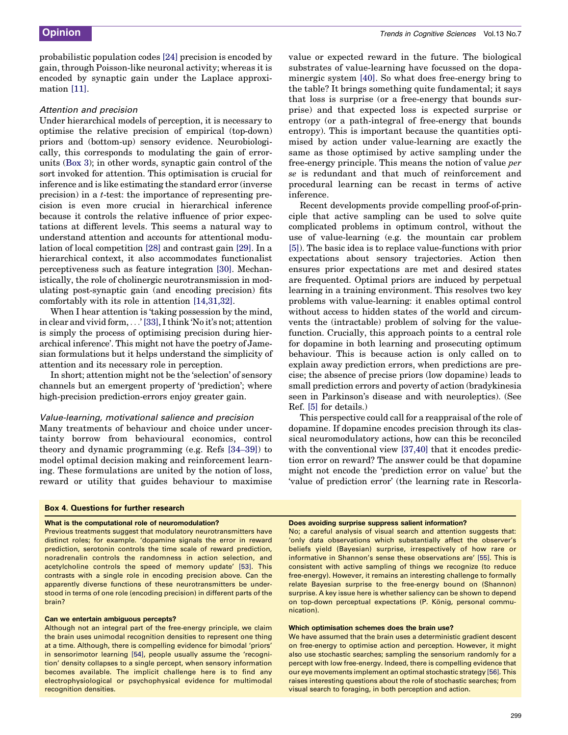probabilistic population codes [24] precision is encoded by gain, through Poisson-like neuronal activity; whereas it is encoded by synaptic gain under the Laplace approximation [11].

### *Attention and precision*

Under hierarchical models of perception, it is necessary to optimise the relative precision of empirical (top-down) priors and (bottom-up) sensory evidence. Neurobiologically, this corresponds to modulating the gain of error-units (Box 3); in other words, synaptic gain control of the sort invoked for attention. This optimisation is crucial for inference and is like estimating the standard error (inverse precision) in a *t*-test: the importance of representing precision is even more crucial in hierarchical inference because it controls the relative influence of prior expectations at different levels. This seems a natural way to understand attention and accounts for attentional modulation of local competition [28] and contrast gain [29]. In a hierarchical context, it also accommodates functionalist perceptiveness such as feature integration [30]. Mechanistically, the role of cholinergic neurotransmission in modulating post-synaptic gain (and encoding precision) fits comfortably with its role in attention [14,31,32].

When I hear attention is 'taking possession by the mind, in clear and vivid form, . . .' [33], I think 'No it's not; attention is simply the process of optimising precision during hierarchical inference'. This might not have the poetry of Jamesian formulations but it helps understand the simplicity of attention and its necessary role in perception.

In short; attention might not be the 'selection' of sensory channels but an emergent property of 'prediction'; where high-precision prediction-errors enjoy greater gain.

### *Value-learning, motivational salience and precision*

Many treatments of behaviour and choice under uncertainty borrow from behavioural economics, control theory and dynamic programming (e.g. Refs [34–39]) to model optimal decision making and reinforcement learning. These formulations are united by the notion of loss, reward or utility that guides behaviour to maximise value or expected reward in the future. The biological substrates of value-learning have focussed on the dopaminergic system [40]. So what does free-energy bring to the table? It brings something quite fundamental; it says that loss is surprise (or a free-energy that bounds surprise) and that expected loss is expected surprise or entropy (or a path-integral of free-energy that bounds entropy). This is important because the quantities optimised by action under value-learning are exactly the same as those optimised by active sampling under the free-energy principle. This means the notion of value *per se* is redundant and that much of reinforcement and procedural learning can be recast in terms of active inference.

Recent developments provide compelling proof-of-principle that active sampling can be used to solve quite complicated problems in optimum control, without the use of value-learning (e.g. the mountain car problem [5]). The basic idea is to replace value-functions with prior expectations about sensory trajectories. Action then ensures prior expectations are met and desired states are frequented. Optimal priors are induced by perpetual learning in a training environment. This resolves two key problems with value-learning: it enables optimal control without access to hidden states of the world and circumvents the (intractable) problem of solving for the value-function. Crucially, this approach points to a central role for dopamine in both learning and prosecuting optimum behaviour. This is because action is only called on to explain away prediction errors, when predictions are precise; the absence of precise priors (low dopamine) leads to small prediction errors and poverty of action (bradykinesia seen in Parkinson's disease and with neuroleptics). (See Ref. [5] for details.)

This perspective could call for a reappraisal of the role of dopamine. If dopamine encodes precision through its classical neuromodulatory actions, how can this be reconciled with the conventional view [37,40] that it encodes prediction error on reward? The answer could be that dopamine might not encode the 'prediction error on value' but the 'value of prediction error' (the learning rate in Rescorla-

**Box 4. Questions for further research**

**What is the computational role of neuromodulation?**

Previous treatments suggest that modulatory neurotransmitters have distinct roles; for example. 'dopamine signals the error in reward prediction, serotonin controls the time scale of reward prediction, noradrenalin controls the randomness in action selection, and acetylcholine controls the speed of memory update' [53]. This contrasts with a single role in encoding precision above. Can the apparently diverse functions of these neurotransmitters be understood in terms of one role (encoding precision) in different parts of the brain?

**Can we entertain ambiguous percepts?**

Although not an integral part of the free-energy principle, we claim the brain uses unimodal recognition densities to represent one thing at a time. Although, there is compelling evidence for bimodal 'priors' in sensorimotor learning [54], people usually assume the 'recognition' density collapses to a single percept, when sensory information becomes available. The implicit challenge here is to find any electrophysiological or psychophysical evidence for multimodal recognition densities.

**Does avoiding surprise suppress salient information?**

No; a careful analysis of visual search and attention suggests that: 'only data observations which substantially affect the observer's beliefs yield (Bayesian) surprise, irrespectively of how rare or informative in Shannon's sense these observations are' [55]. This is consistent with active sampling of things we recognize (to reduce free-energy). However, it remains an interesting challenge to formally relate Bayesian surprise to the free-energy bound on (Shannon) surprise. A key issue here is whether saliency can be shown to depend on top-down perceptual expectations (P. König, personal communication).

**Which optimisation schemes does the brain use?**

We have assumed that the brain uses a deterministic gradient descent on free-energy to optimise action and perception. However, it might also use stochastic searches; sampling the sensorium randomly for a percept with low free-energy. Indeed, there is compelling evidence that our eye movements implement an optimal stochastic strategy [56]. This raises interesting questions about the role of stochastic searches; from visual search to foraging, in both perception and action.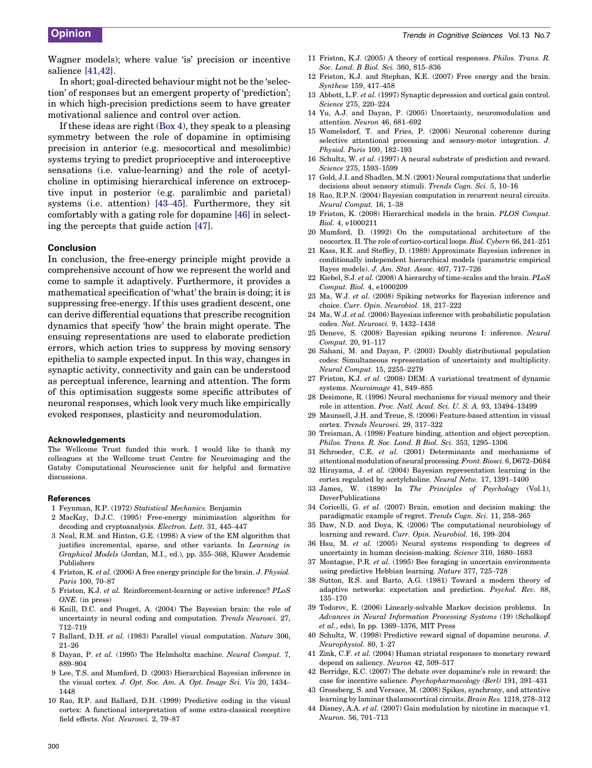Wagner models); where value 'is' precision or incentive salience [41,42].

In short; goal-directed behaviour might not be the 'selection' of responses but an emergent property of 'prediction'; in which high-precision predictions seem to have greater motivational salience and control over action.

If these ideas are right (Box 4), they speak to a pleasing symmetry between the role of dopamine in optimising precision in anterior (e.g. mesocortical and mesolimbic) systems trying to predict proprioceptive and interoceptive sensations (i.e. value-learning) and the role of acetylcholine in optimising hierarchical inference on extroceptive input in posterior (e.g. paralimbic and parietal) systems (i.e. attention) [43–45]. Furthermore, they sit comfortably with a gating role for dopamine [46] in selecting the percepts that guide action [47].

## Conclusion

In conclusion, the free-energy principle might provide a comprehensive account of how we represent the world and come to sample it adaptively. Furthermore, it provides a mathematical specification of 'what' the brain is doing; it is suppressing free-energy. If this uses gradient descent, one can derive differential equations that prescribe recognition dynamics that specify 'how' the brain might operate. The ensuing representations are used to elaborate prediction errors, which action tries to suppress by moving sensory epithelia to sample expected input. In this way, changes in synaptic activity, connectivity and gain can be understood as perceptual inference, learning and attention. The form of this optimisation suggests some specific attributes of neuronal responses, which look very much like empirically evoked responses, plasticity and neuromodulation.

### Acknowledgements

The Wellcome Trust funded this work. I would like to thank my colleagues at the Wellcome trust Centre for Neuroimaging and the Gatsby Computational Neuroscience unit for helpful and formative discussions.

### References

1 Feynman, R.P. (1972) *Statistical Mechanics.* Benjamin
2 MacKay, D.J.C. (1995) Free-energy minimisation algorithm for decoding and cryptoanalysis. *Electron. Lett.* 31, 445–447
3 Neal, R.M. and Hinton, G.E. (1998) A view of the EM algorithm that justifies incremental, sparse, and other variants. In *Learning in Graphical Models* (Jordan, M.I., ed.), pp. 355–368, Kluwer Academic Publishers
4 Friston, K. *et al.* (2006) A free energy principle for the brain. *J. Physiol. Paris* 100, 70–87
5 Friston, K.J. *et al.* Reinforcement-learning or active inference? *PLoS ONE.* (in press)
6 Knill, D.C. and Pouget, A. (2004) The Bayesian brain: the role of uncertainty in neural coding and computation. *Trends Neurosci.* 27, 712–719
7 Ballard, D.H. *et al.* (1983) Parallel visual computation. *Nature* 306, 21–26
8 Dayan, P. *et al.* (1995) The Helmholtz machine. *Neural Comput.* 7, 889–904
9 Lee, T.S. and Mumford, D. (2003) Hierarchical Bayesian inference in the visual cortex. *J. Opt. Soc. Am. A. Opt. Image Sci. Vis* 20, 1434–1448
10 Rao, R.P. and Ballard, D.H. (1999) Predictive coding in the visual cortex: A functional interpretation of some extra-classical receptive field effects. *Nat. Neurosci.* 2, 79–87
11 Friston, K.J. (2005) A theory of cortical responses. *Philos. Trans. R. Soc. Lond. B Biol. Sci.* 360, 815–836
12 Friston, K.J. and Stephan, K.E. (2007) Free energy and the brain. *Synthese* 159, 417–458
13 Abbott, L.F. *et al.* (1997) Synaptic depression and cortical gain control. *Science* 275, 220–224
14 Yu, A.J. and Dayan, P. (2005) Uncertainty, neuromodulation and attention. *Neuron* 46, 681–692
15 Womelsdorf, T. and Fries, P. (2006) Neuronal coherence during selective attentional processing and sensory-motor integration. *J. Physiol. Paris* 100, 182–193
16 Schultz, W. *et al.* (1997) A neural substrate of prediction and reward. *Science* 275, 1593–1599
17 Gold, J.I. and Shadlen, M.N. (2001) Neural computations that underlie decisions about sensory stimuli. *Trends Cogn. Sci.* 5, 10–16
18 Rao, R.P.N. (2004) Bayesian computation in recurrent neural circuits. *Neural Comput.* 16, 1–38
19 Friston, K. (2008) Hierarchical models in the brain. *PLOS Comput. Biol.* 4, e1000211
20 Mumford, D. (1992) On the computational architecture of the neocortex. II. The role of cortico-cortical loops. *Biol. Cybern* 66, 241–251
21 Kass, R.E. and Steffey, D. (1989) Approximate Bayesian inference in conditionally independent hierarchical models (parametric empirical Bayes models). *J. Am. Stat. Assoc.* 407, 717–726
22 Kiebel, S.J. *et al.* (2008) A hierarchy of time-scales and the brain. *PLoS Comput. Biol.* 4, e1000209
23 Ma, W.J. *et al.* (2008) Spiking networks for Bayesian inference and choice. *Curr. Opin. Neurobiol.* 18, 217–222
24 Ma, W.J. *et al.* (2006) Bayesian inference with probabilistic population codes. *Nat. Neurosci.* 9, 1432–1438
25 Deneve, S. (2008) Bayesian spiking neurons I: inference. *Neural Comput.* 20, 91–117
26 Sahani, M. and Dayan, P. (2003) Doubly distributional population codes: Simultaneous representation of uncertainty and multiplicity. *Neural Comput.* 15, 2255–2279
27 Friston, K.J. *et al.* (2008) DEM: A variational treatment of dynamic systems. *Neuroimage* 41, 849–885
28 Desimone, R. (1996) Neural mechanisms for visual memory and their role in attention. *Proc. Natl. Acad. Sci. U. S. A.* 93, 13494–13499
29 Maunsell, J.H. and Treue, S. (2006) Feature-based attention in visual cortex. *Trends Neurosci.* 29, 317–322
30 Treisman, A. (1998) Feature binding, attention and object perception. *Philos. Trans. R. Soc. Lond. B Biol. Sci.* 353, 1295–1306
31 Schroeder, C.E. *et al.* (2001) Determinants and mechanisms of attentional modulation of neural processing. *Front. Biosci.* 6, D672–D684
32 Hirayama, J. *et al.* (2004) Bayesian representation learning in the cortex regulated by acetylcholine. *Neural Netw.* 17, 1391–1400
33 James, W. (1890) In *The Principles of Psychology* (Vol.1), DoverPublications
34 Coricelli, G. *et al.* (2007) Brain, emotion and decision making: the paradigmatic example of regret. *Trends Cogn. Sci.* 11, 258–265
35 Daw, N.D. and Doya, K. (2006) The computational neurobiology of learning and reward. *Curr. Opin. Neurobiol.* 16, 199–204
36 Hsu, M. *et al.* (2005) Neural systems responding to degrees of uncertainty in human decision-making. *Science* 310, 1680–1683
37 Montague, P.R. *et al.* (1995) Bee foraging in uncertain environments using predictive Hebbian learning. *Nature* 377, 725–728
38 Sutton, R.S. and Barto, A.G. (1981) Toward a modern theory of adaptive networks: expectation and prediction. *Psychol. Rev.* 88, 135–170
39 Todorov, E. (2006) Linearly-solvable Markov decision problems. In *Advances in Neural Information Processing Systems* (19) (Scholkopf *et al.*, eds), In pp. 1369–1376, MIT Press
40 Schultz, W. (1998) Predictive reward signal of dopamine neurons. *J. Neurophysiol.* 80, 1–27
41 Zink, C.F. *et al.* (2004) Human striatal responses to monetary reward depend on saliency. *Neuron* 42, 509–517
42 Berridge, K.C. (2007) The debate over dopamine's role in reward: the case for incentive salience. *Psychopharmacology (Berl)* 191, 391–431
43 Grossberg, S. and Versace, M. (2008) Spikes, synchrony, and attentive learning by laminar thalamocortical circuits. *Brain Res.* 1218, 278–312
44 Disney, A.A. *et al.* (2007) Gain modulation by nicotine in macaque v1. *Neuron.* 56, 701–713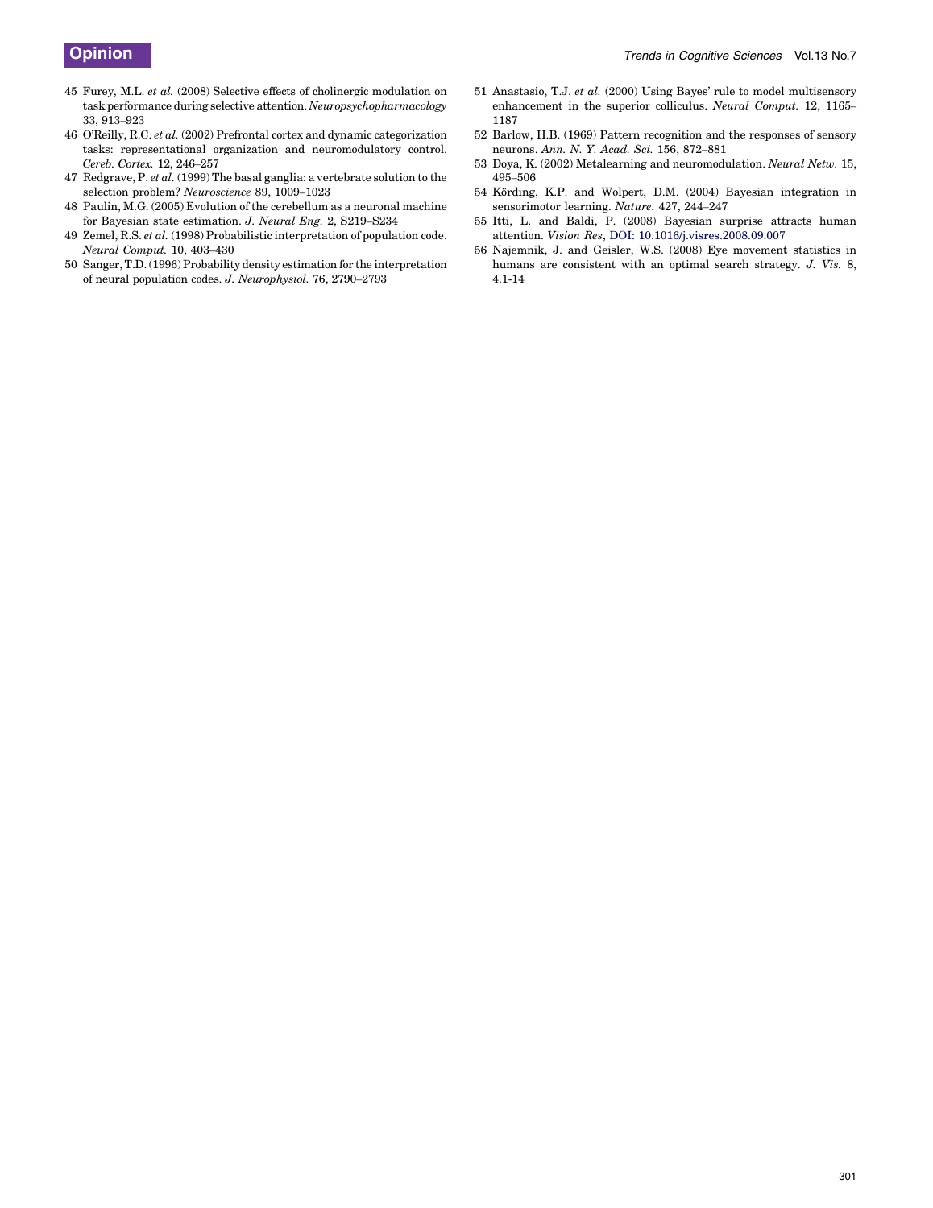45 Furey, M.L. *et al.* (2008) Selective effects of cholinergic modulation on task performance during selective attention. *Neuropsychopharmacology* 33, 913–923

46 O'Reilly, R.C. *et al.* (2002) Prefrontal cortex and dynamic categorization tasks: representational organization and neuromodulatory control. *Cereb. Cortex.* 12, 246–257

47 Redgrave, P. *et al.* (1999) The basal ganglia: a vertebrate solution to the selection problem? *Neuroscience* 89, 1009–1023

48 Paulin, M.G. (2005) Evolution of the cerebellum as a neuronal machine for Bayesian state estimation. *J. Neural Eng.* 2, S219–S234

49 Zemel, R.S. *et al.* (1998) Probabilistic interpretation of population code. *Neural Comput.* 10, 403–430

50 Sanger, T.D. (1996) Probability density estimation for the interpretation of neural population codes. *J. Neurophysiol.* 76, 2790–2793

51 Anastasio, T.J. *et al.* (2000) Using Bayes' rule to model multisensory enhancement in the superior colliculus. *Neural Comput.* 12, 1165–1187

52 Barlow, H.B. (1969) Pattern recognition and the responses of sensory neurons. *Ann. N. Y. Acad. Sci.* 156, 872–881

53 Doya, K. (2002) Metalearning and neuromodulation. *Neural Netw.* 15, 495–506

54 Körding, K.P. and Wolpert, D.M. (2004) Bayesian integration in sensorimotor learning. *Nature.* 427, 244–247

55 Itti, L. and Baldi, P. (2008) Bayesian surprise attracts human attention. *Vision Res*, DOI: 10.1016/j.visres.2008.09.007

56 Najemnik, J. and Geisler, W.S. (2008) Eye movement statistics in humans are consistent with an optimal search strategy. *J. Vis.* 8, 4.1-14